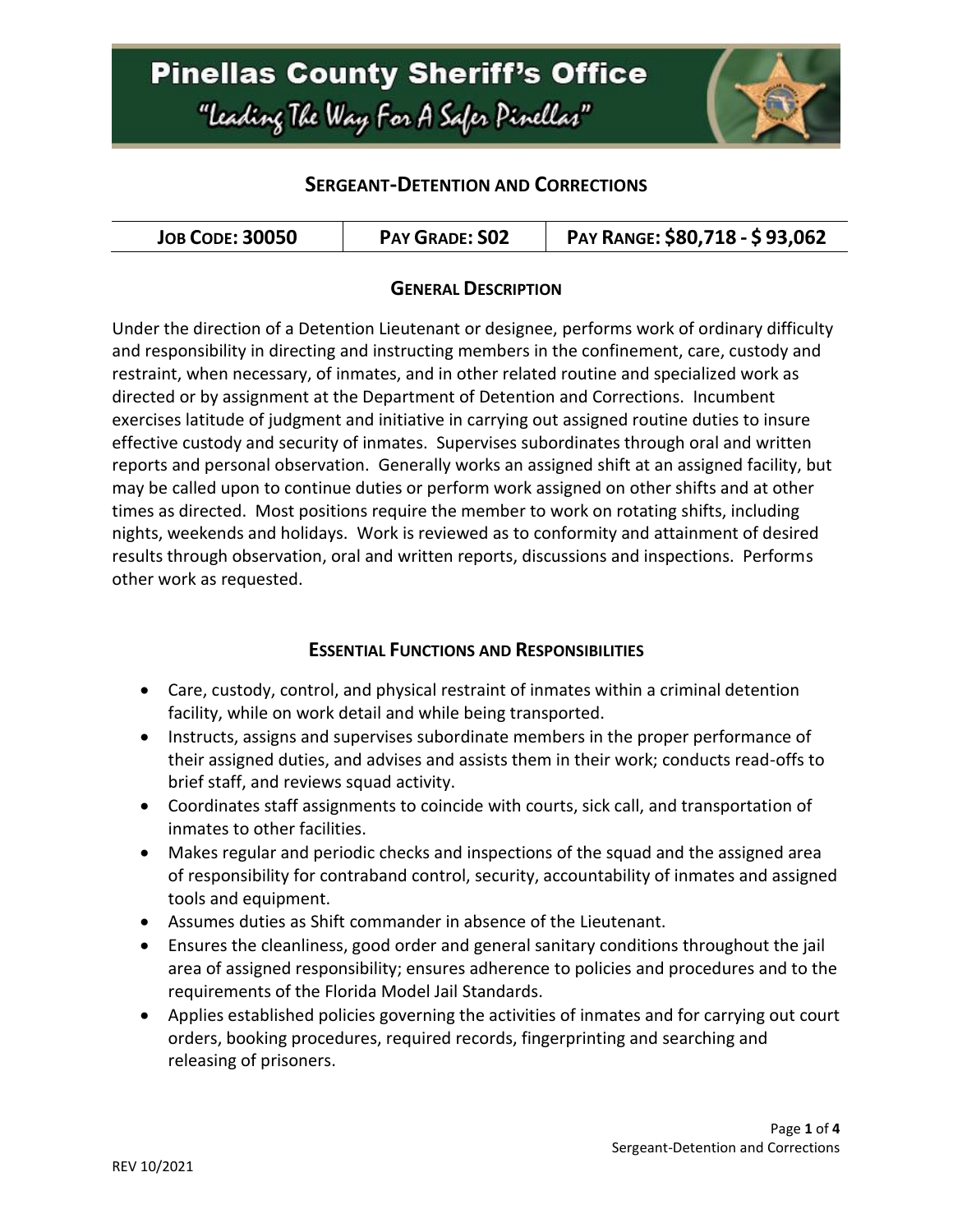# Pinellas County Sheriff's Office

"Leading The Way For A Safer Pinellas"

## SERGEANT-DETENTION AND CORRECTIONS

| JOB CODE: 30050 | PAY GRADE: S02 | PAY RANGE: $80,718 - $ 93,062 |
|---|---|---|

### GENERAL DESCRIPTION

Under the direction of a Detention Lieutenant or designee, performs work of ordinary difficulty and responsibility in directing and instructing members in the confinement, care, custody and restraint, when necessary, of inmates, and in other related routine and specialized work as directed or by assignment at the Department of Detention and Corrections. Incumbent exercises latitude of judgment and initiative in carrying out assigned routine duties to insure effective custody and security of inmates. Supervises subordinates through oral and written reports and personal observation. Generally works an assigned shift at an assigned facility, but may be called upon to continue duties or perform work assigned on other shifts and at other times as directed. Most positions require the member to work on rotating shifts, including nights, weekends and holidays. Work is reviewed as to conformity and attainment of desired results through observation, oral and written reports, discussions and inspections. Performs other work as requested.

### ESSENTIAL FUNCTIONS AND RESPONSIBILITIES

- Care, custody, control, and physical restraint of inmates within a criminal detention facility, while on work detail and while being transported.
- Instructs, assigns and supervises subordinate members in the proper performance of their assigned duties, and advises and assists them in their work; conducts read-offs to brief staff, and reviews squad activity.
- Coordinates staff assignments to coincide with courts, sick call, and transportation of inmates to other facilities.
- Makes regular and periodic checks and inspections of the squad and the assigned area of responsibility for contraband control, security, accountability of inmates and assigned tools and equipment.
- Assumes duties as Shift commander in absence of the Lieutenant.
- Ensures the cleanliness, good order and general sanitary conditions throughout the jail area of assigned responsibility; ensures adherence to policies and procedures and to the requirements of the Florida Model Jail Standards.
- Applies established policies governing the activities of inmates and for carrying out court orders, booking procedures, required records, fingerprinting and searching and releasing of prisoners.

REV 10/2021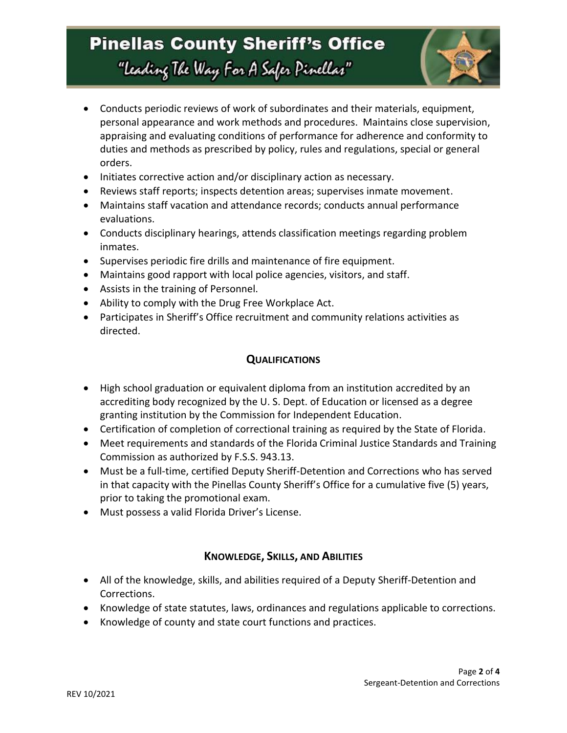- Conducts periodic reviews of work of subordinates and their materials, equipment, personal appearance and work methods and procedures. Maintains close supervision, appraising and evaluating conditions of performance for adherence and conformity to duties and methods as prescribed by policy, rules and regulations, special or general orders.
- Initiates corrective action and/or disciplinary action as necessary.
- Reviews staff reports; inspects detention areas; supervises inmate movement.
- Maintains staff vacation and attendance records; conducts annual performance evaluations.
- Conducts disciplinary hearings, attends classification meetings regarding problem inmates.
- Supervises periodic fire drills and maintenance of fire equipment.
- Maintains good rapport with local police agencies, visitors, and staff.
- Assists in the training of Personnel.
- Ability to comply with the Drug Free Workplace Act.
- Participates in Sheriff's Office recruitment and community relations activities as directed.

## Qualifications

- High school graduation or equivalent diploma from an institution accredited by an accrediting body recognized by the U. S. Dept. of Education or licensed as a degree granting institution by the Commission for Independent Education.
- Certification of completion of correctional training as required by the State of Florida.
- Meet requirements and standards of the Florida Criminal Justice Standards and Training Commission as authorized by F.S.S. 943.13.
- Must be a full-time, certified Deputy Sheriff-Detention and Corrections who has served in that capacity with the Pinellas County Sheriff's Office for a cumulative five (5) years, prior to taking the promotional exam.
- Must possess a valid Florida Driver's License.

## Knowledge, Skills, and Abilities

- All of the knowledge, skills, and abilities required of a Deputy Sheriff-Detention and Corrections.
- Knowledge of state statutes, laws, ordinances and regulations applicable to corrections.
- Knowledge of county and state court functions and practices.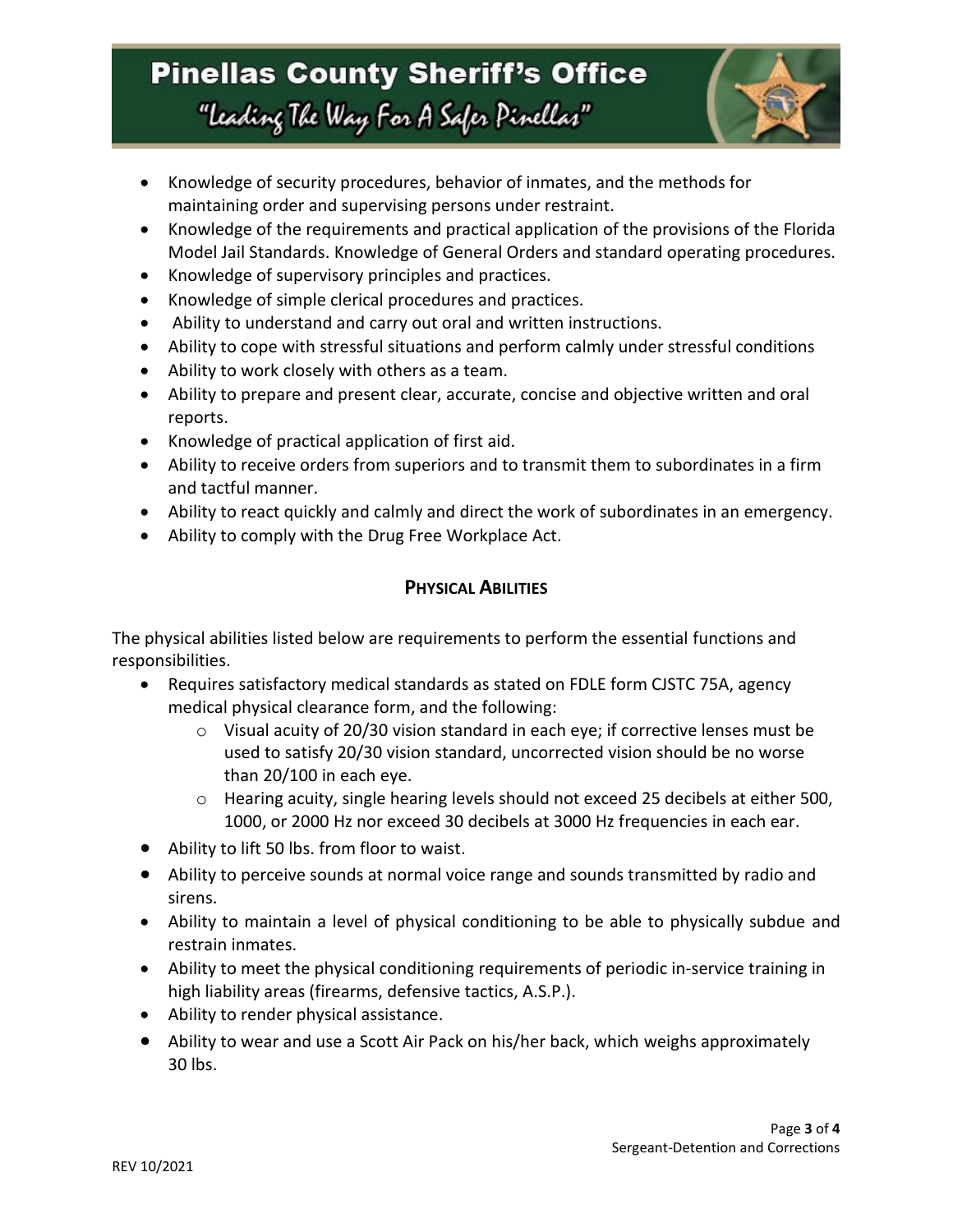- Knowledge of security procedures, behavior of inmates, and the methods for maintaining order and supervising persons under restraint.
- Knowledge of the requirements and practical application of the provisions of the Florida Model Jail Standards. Knowledge of General Orders and standard operating procedures.
- Knowledge of supervisory principles and practices.
- Knowledge of simple clerical procedures and practices.
- Ability to understand and carry out oral and written instructions.
- Ability to cope with stressful situations and perform calmly under stressful conditions
- Ability to work closely with others as a team.
- Ability to prepare and present clear, accurate, concise and objective written and oral reports.
- Knowledge of practical application of first aid.
- Ability to receive orders from superiors and to transmit them to subordinates in a firm and tactful manner.
- Ability to react quickly and calmly and direct the work of subordinates in an emergency.
- Ability to comply with the Drug Free Workplace Act.

## PHYSICAL ABILITIES

The physical abilities listed below are requirements to perform the essential functions and responsibilities.

- Requires satisfactory medical standards as stated on FDLE form CJSTC 75A, agency medical physical clearance form, and the following:
  - Visual acuity of 20/30 vision standard in each eye; if corrective lenses must be used to satisfy 20/30 vision standard, uncorrected vision should be no worse than 20/100 in each eye.
  - Hearing acuity, single hearing levels should not exceed 25 decibels at either 500, 1000, or 2000 Hz nor exceed 30 decibels at 3000 Hz frequencies in each ear.
- Ability to lift 50 lbs. from floor to waist.
- Ability to perceive sounds at normal voice range and sounds transmitted by radio and sirens.
- Ability to maintain a level of physical conditioning to be able to physically subdue and restrain inmates.
- Ability to meet the physical conditioning requirements of periodic in-service training in high liability areas (firearms, defensive tactics, A.S.P.).
- Ability to render physical assistance.
- Ability to wear and use a Scott Air Pack on his/her back, which weighs approximately 30 lbs.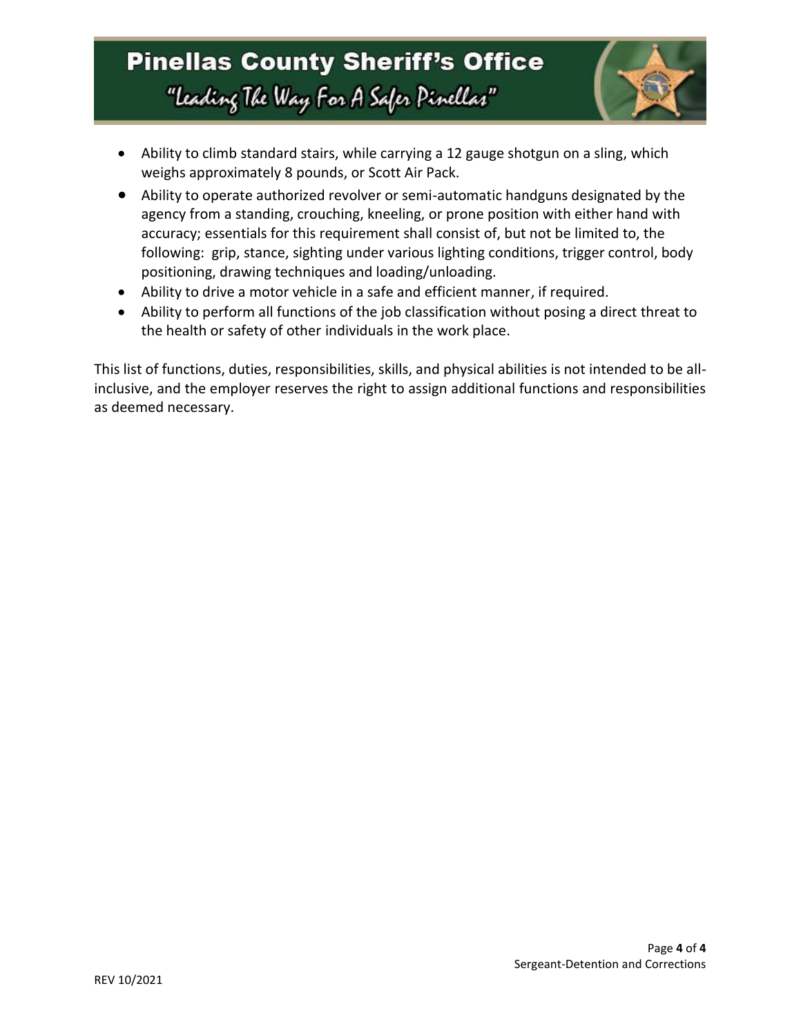- Ability to climb standard stairs, while carrying a 12 gauge shotgun on a sling, which weighs approximately 8 pounds, or Scott Air Pack.
- Ability to operate authorized revolver or semi-automatic handguns designated by the agency from a standing, crouching, kneeling, or prone position with either hand with accuracy; essentials for this requirement shall consist of, but not be limited to, the following: grip, stance, sighting under various lighting conditions, trigger control, body positioning, drawing techniques and loading/unloading.
- Ability to drive a motor vehicle in a safe and efficient manner, if required.
- Ability to perform all functions of the job classification without posing a direct threat to the health or safety of other individuals in the work place.

This list of functions, duties, responsibilities, skills, and physical abilities is not intended to be all-inclusive, and the employer reserves the right to assign additional functions and responsibilities as deemed necessary.